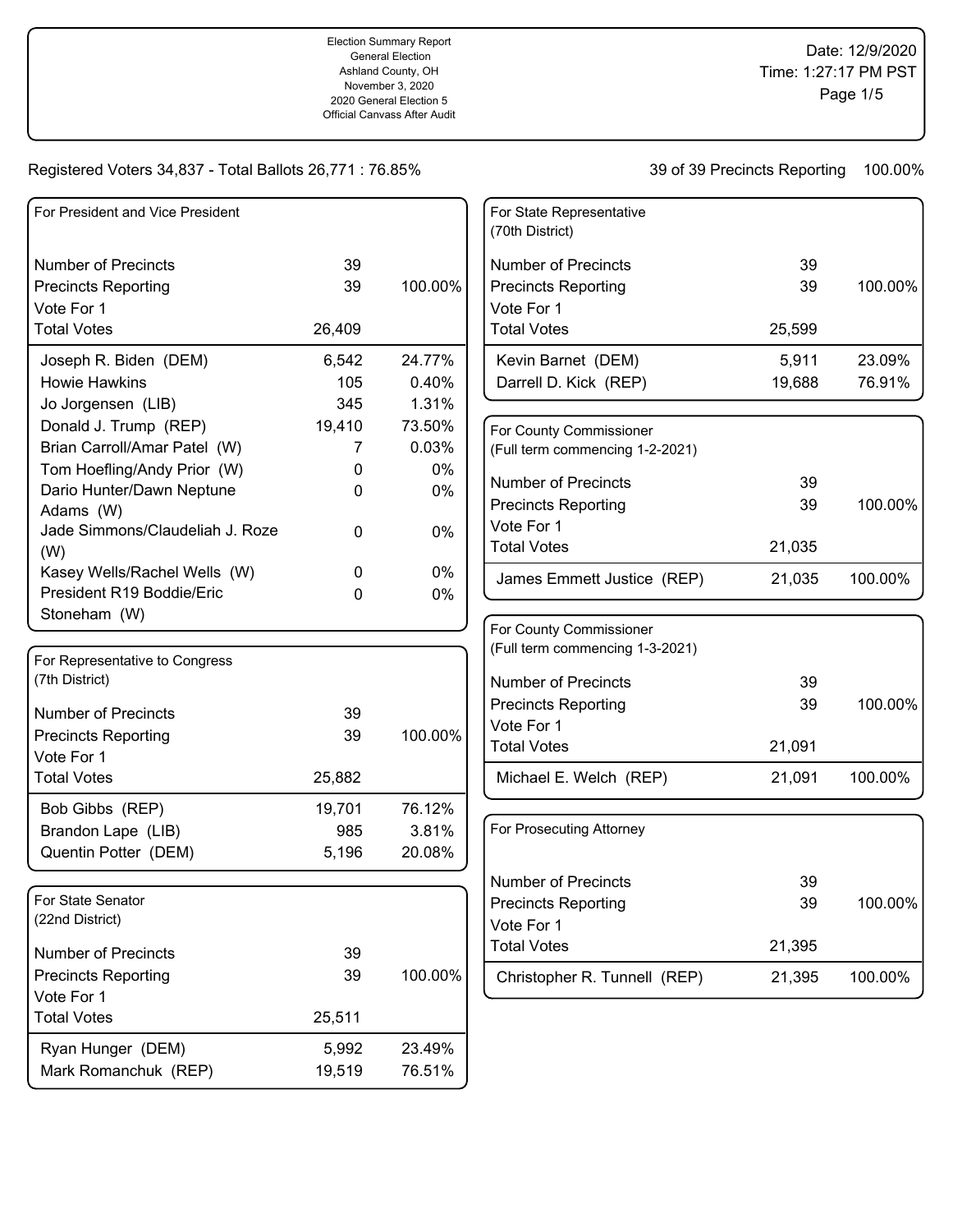Election Summary Report
General Election
Ashland County, OH
November 3, 2020
2020 General Election 5
Official Canvass After Audit

Date: 12/9/2020
Time: 1:27:17 PM PST

Registered Voters 34,837 - Total Ballots 26,771 : 76.85%

39 of 39 Precincts Reporting 100.00%

## For President and Vice President

| | | |
|---|---|---|
| Number of Precincts | 39 | |
| Precincts Reporting | 39 | 100.00% |
| Vote For 1 | | |
| Total Votes | 26,409 | |
| Joseph R. Biden (DEM) | 6,542 | 24.77% |
| Howie Hawkins | 105 | 0.40% |
| Jo Jorgensen (LIB) | 345 | 1.31% |
| Donald J. Trump (REP) | 19,410 | 73.50% |
| Brian Carroll/Amar Patel (W) | 7 | 0.03% |
| Tom Hoefling/Andy Prior (W) | 0 | 0% |
| Dario Hunter/Dawn Neptune Adams (W) | 0 | 0% |
| Jade Simmons/Claudeliah J. Roze (W) | 0 | 0% |
| Kasey Wells/Rachel Wells (W) | 0 | 0% |
| President R19 Boddie/Eric Stoneham (W) | 0 | 0% |

## For Representative to Congress (7th District)

| | | |
|---|---|---|
| Number of Precincts | 39 | |
| Precincts Reporting | 39 | 100.00% |
| Vote For 1 | | |
| Total Votes | 25,882 | |
| Bob Gibbs (REP) | 19,701 | 76.12% |
| Brandon Lape (LIB) | 985 | 3.81% |
| Quentin Potter (DEM) | 5,196 | 20.08% |

## For State Senator (22nd District)

| | | |
|---|---|---|
| Number of Precincts | 39 | |
| Precincts Reporting | 39 | 100.00% |
| Vote For 1 | | |
| Total Votes | 25,511 | |
| Ryan Hunger (DEM) | 5,992 | 23.49% |
| Mark Romanchuk (REP) | 19,519 | 76.51% |

## For State Representative (70th District)

| | | |
|---|---|---|
| Number of Precincts | 39 | |
| Precincts Reporting | 39 | 100.00% |
| Vote For 1 | | |
| Total Votes | 25,599 | |
| Kevin Barnet (DEM) | 5,911 | 23.09% |
| Darrell D. Kick (REP) | 19,688 | 76.91% |

## For County Commissioner (Full term commencing 1-2-2021)

| | | |
|---|---|---|
| Number of Precincts | 39 | |
| Precincts Reporting | 39 | 100.00% |
| Vote For 1 | | |
| Total Votes | 21,035 | |
| James Emmett Justice (REP) | 21,035 | 100.00% |

## For County Commissioner (Full term commencing 1-3-2021)

| | | |
|---|---|---|
| Number of Precincts | 39 | |
| Precincts Reporting | 39 | 100.00% |
| Vote For 1 | | |
| Total Votes | 21,091 | |
| Michael E. Welch (REP) | 21,091 | 100.00% |

## For Prosecuting Attorney

| | | |
|---|---|---|
| Number of Precincts | 39 | |
| Precincts Reporting | 39 | 100.00% |
| Vote For 1 | | |
| Total Votes | 21,395 | |
| Christopher R. Tunnell (REP) | 21,395 | 100.00% |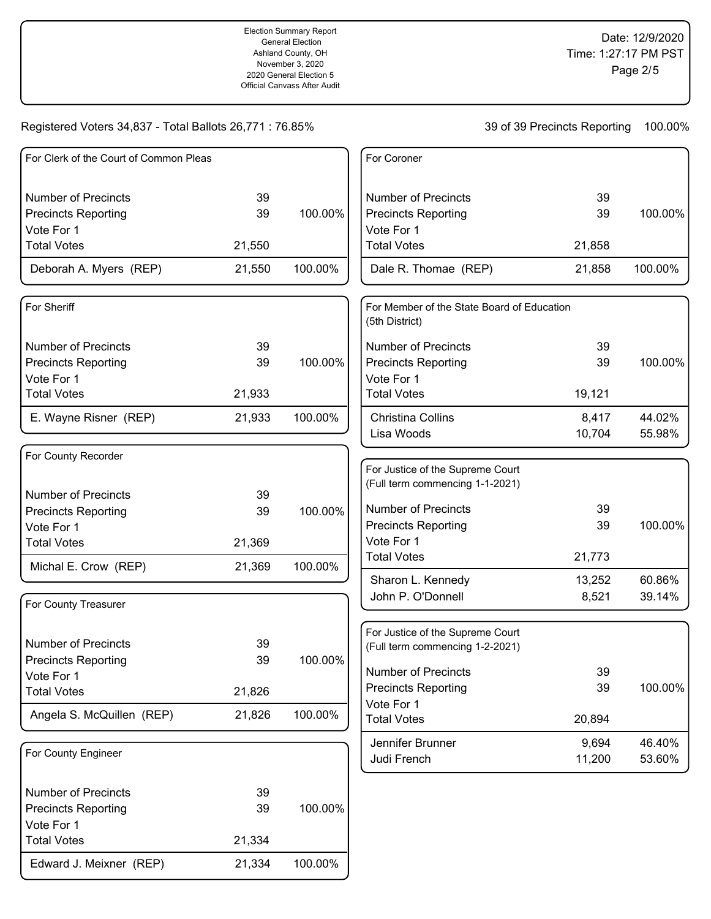Election Summary Report
General Election
Ashland County, OH
November 3, 2020
2020 General Election 5
Official Canvass After Audit

Date: 12/9/2020
Time: 1:27:17 PM PST

Registered Voters 34,837 - Total Ballots 26,771 : 76.85%

39 of 39 Precincts Reporting 100.00%

### For Clerk of the Court of Common Pleas

| | | |
|---|---|---|
| Number of Precincts | 39 | |
| Precincts Reporting | 39 | 100.00% |
| Vote For 1 | | |
| Total Votes | 21,550 | |
| Deborah A. Myers (REP) | 21,550 | 100.00% |

### For Sheriff

| | | |
|---|---|---|
| Number of Precincts | 39 | |
| Precincts Reporting | 39 | 100.00% |
| Vote For 1 | | |
| Total Votes | 21,933 | |
| E. Wayne Risner (REP) | 21,933 | 100.00% |

### For County Recorder

| | | |
|---|---|---|
| Number of Precincts | 39 | |
| Precincts Reporting | 39 | 100.00% |
| Vote For 1 | | |
| Total Votes | 21,369 | |
| Michal E. Crow (REP) | 21,369 | 100.00% |

### For County Treasurer

| | | |
|---|---|---|
| Number of Precincts | 39 | |
| Precincts Reporting | 39 | 100.00% |
| Vote For 1 | | |
| Total Votes | 21,826 | |
| Angela S. McQuillen (REP) | 21,826 | 100.00% |

### For County Engineer

| | | |
|---|---|---|
| Number of Precincts | 39 | |
| Precincts Reporting | 39 | 100.00% |
| Vote For 1 | | |
| Total Votes | 21,334 | |
| Edward J. Meixner (REP) | 21,334 | 100.00% |

### For Coroner

| | | |
|---|---|---|
| Number of Precincts | 39 | |
| Precincts Reporting | 39 | 100.00% |
| Vote For 1 | | |
| Total Votes | 21,858 | |
| Dale R. Thomae (REP) | 21,858 | 100.00% |

### For Member of the State Board of Education (5th District)

| | | |
|---|---|---|
| Number of Precincts | 39 | |
| Precincts Reporting | 39 | 100.00% |
| Vote For 1 | | |
| Total Votes | 19,121 | |
| Christina Collins | 8,417 | 44.02% |
| Lisa Woods | 10,704 | 55.98% |

### For Justice of the Supreme Court (Full term commencing 1-1-2021)

| | | |
|---|---|---|
| Number of Precincts | 39 | |
| Precincts Reporting | 39 | 100.00% |
| Vote For 1 | | |
| Total Votes | 21,773 | |
| Sharon L. Kennedy | 13,252 | 60.86% |
| John P. O'Donnell | 8,521 | 39.14% |

### For Justice of the Supreme Court (Full term commencing 1-2-2021)

| | | |
|---|---|---|
| Number of Precincts | 39 | |
| Precincts Reporting | 39 | 100.00% |
| Vote For 1 | | |
| Total Votes | 20,894 | |
| Jennifer Brunner | 9,694 | 46.40% |
| Judi French | 11,200 | 53.60% |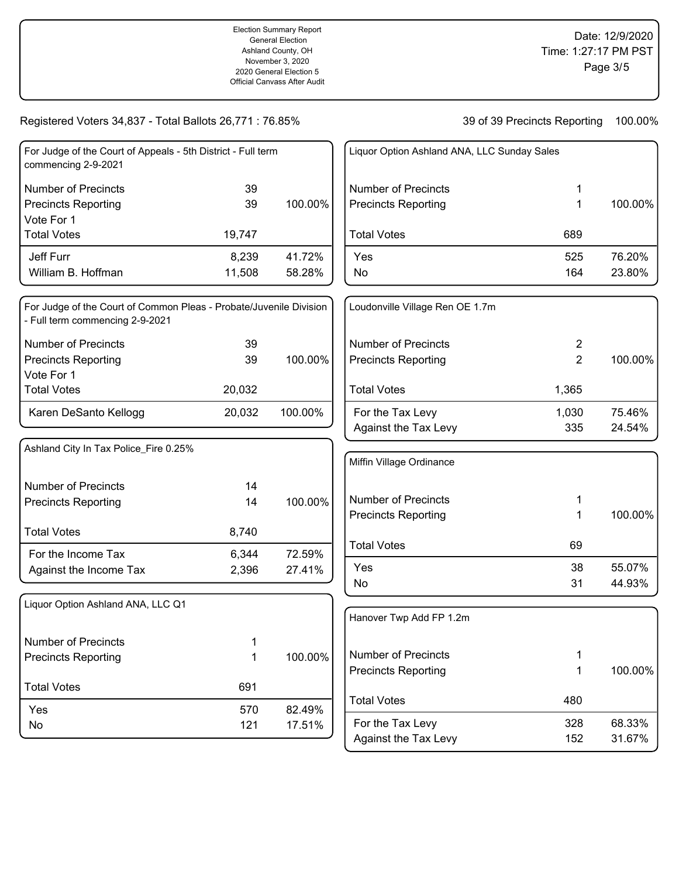Election Summary Report
General Election
Ashland County, OH
November 3, 2020
2020 General Election 5
Official Canvass After Audit

Date: 12/9/2020
Time: 1:27:17 PM PST

Registered Voters 34,837 - Total Ballots 26,771 : 76.85%

39 of 39 Precincts Reporting 100.00%

### For Judge of the Court of Appeals - 5th District - Full term commencing 2-9-2021

| | | |
|---|---|---|
| Number of Precincts | 39 | |
| Precincts Reporting | 39 | 100.00% |
| Vote For 1 | | |
| Total Votes | 19,747 | |
| Jeff Furr | 8,239 | 41.72% |
| William B. Hoffman | 11,508 | 58.28% |

### For Judge of the Court of Common Pleas - Probate/Juvenile Division - Full term commencing 2-9-2021

| | | |
|---|---|---|
| Number of Precincts | 39 | |
| Precincts Reporting | 39 | 100.00% |
| Vote For 1 | | |
| Total Votes | 20,032 | |
| Karen DeSanto Kellogg | 20,032 | 100.00% |

### Ashland City In Tax Police_Fire 0.25%

| | | |
|---|---|---|
| Number of Precincts | 14 | |
| Precincts Reporting | 14 | 100.00% |
| Total Votes | 8,740 | |
| For the Income Tax | 6,344 | 72.59% |
| Against the Income Tax | 2,396 | 27.41% |

### Liquor Option Ashland ANA, LLC Q1

| | | |
|---|---|---|
| Number of Precincts | 1 | |
| Precincts Reporting | 1 | 100.00% |
| Total Votes | 691 | |
| Yes | 570 | 82.49% |
| No | 121 | 17.51% |

### Liquor Option Ashland ANA, LLC Sunday Sales

| | | |
|---|---|---|
| Number of Precincts | 1 | |
| Precincts Reporting | 1 | 100.00% |
| Total Votes | 689 | |
| Yes | 525 | 76.20% |
| No | 164 | 23.80% |

### Loudonville Village Ren OE 1.7m

| | | |
|---|---|---|
| Number of Precincts | 2 | |
| Precincts Reporting | 2 | 100.00% |
| Total Votes | 1,365 | |
| For the Tax Levy | 1,030 | 75.46% |
| Against the Tax Levy | 335 | 24.54% |

### Miffin Village Ordinance

| | | |
|---|---|---|
| Number of Precincts | 1 | |
| Precincts Reporting | 1 | 100.00% |
| Total Votes | 69 | |
| Yes | 38 | 55.07% |
| No | 31 | 44.93% |

### Hanover Twp Add FP 1.2m

| | | |
|---|---|---|
| Number of Precincts | 1 | |
| Precincts Reporting | 1 | 100.00% |
| Total Votes | 480 | |
| For the Tax Levy | 328 | 68.33% |
| Against the Tax Levy | 152 | 31.67% |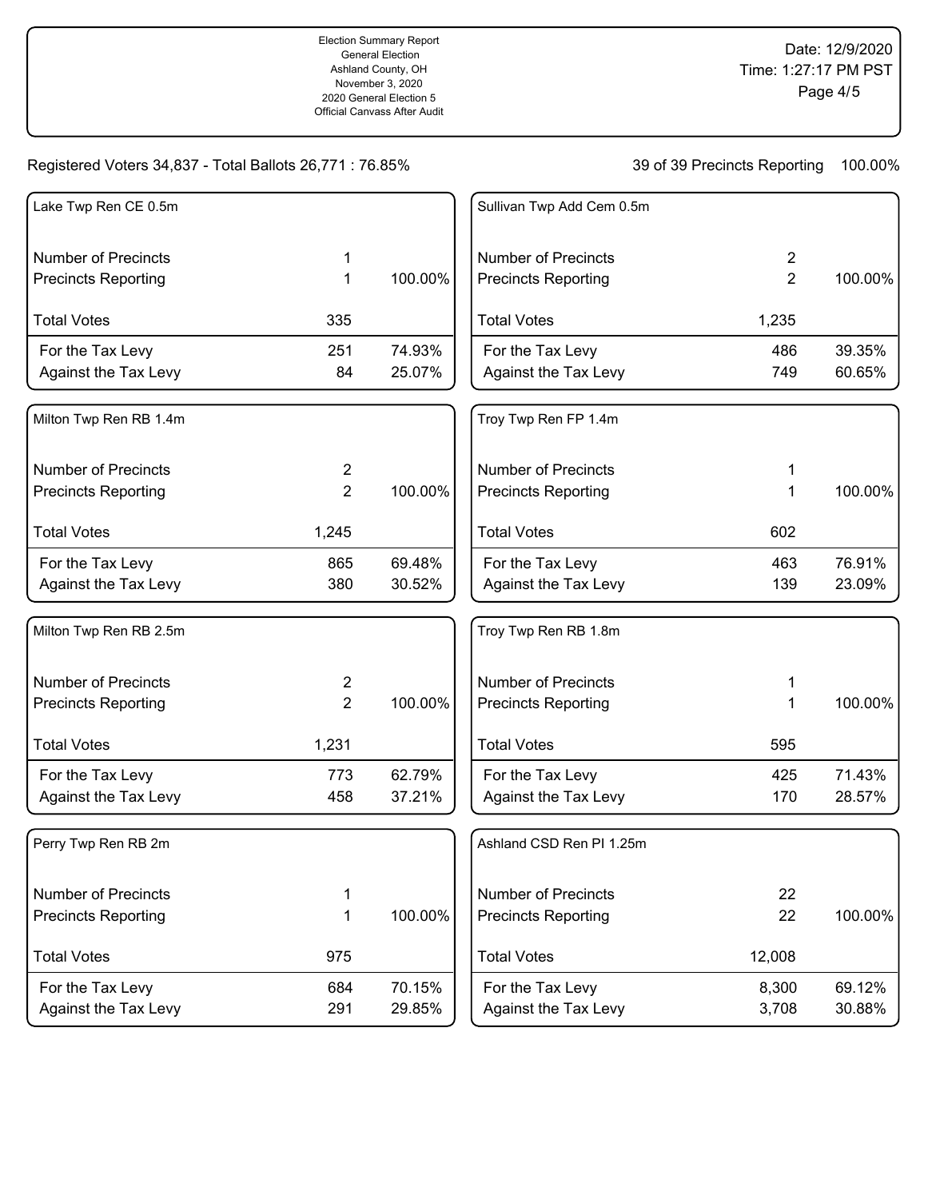Registered Voters 34,837 - Total Ballots 26,771 : 76.85%

39 of 39 Precincts Reporting 100.00%

## Lake Twp Ren CE 0.5m

| | | |
|---|---|---|
| Number of Precincts | 1 | |
| Precincts Reporting | 1 | 100.00% |
| Total Votes | 335 | |
| For the Tax Levy | 251 | 74.93% |
| Against the Tax Levy | 84 | 25.07% |

## Milton Twp Ren RB 1.4m

| | | |
|---|---|---|
| Number of Precincts | 2 | |
| Precincts Reporting | 2 | 100.00% |
| Total Votes | 1,245 | |
| For the Tax Levy | 865 | 69.48% |
| Against the Tax Levy | 380 | 30.52% |

## Milton Twp Ren RB 2.5m

| | | |
|---|---|---|
| Number of Precincts | 2 | |
| Precincts Reporting | 2 | 100.00% |
| Total Votes | 1,231 | |
| For the Tax Levy | 773 | 62.79% |
| Against the Tax Levy | 458 | 37.21% |

## Perry Twp Ren RB 2m

| | | |
|---|---|---|
| Number of Precincts | 1 | |
| Precincts Reporting | 1 | 100.00% |
| Total Votes | 975 | |
| For the Tax Levy | 684 | 70.15% |
| Against the Tax Levy | 291 | 29.85% |

## Sullivan Twp Add Cem 0.5m

| | | |
|---|---|---|
| Number of Precincts | 2 | |
| Precincts Reporting | 2 | 100.00% |
| Total Votes | 1,235 | |
| For the Tax Levy | 486 | 39.35% |
| Against the Tax Levy | 749 | 60.65% |

## Troy Twp Ren FP 1.4m

| | | |
|---|---|---|
| Number of Precincts | 1 | |
| Precincts Reporting | 1 | 100.00% |
| Total Votes | 602 | |
| For the Tax Levy | 463 | 76.91% |
| Against the Tax Levy | 139 | 23.09% |

## Troy Twp Ren RB 1.8m

| | | |
|---|---|---|
| Number of Precincts | 1 | |
| Precincts Reporting | 1 | 100.00% |
| Total Votes | 595 | |
| For the Tax Levy | 425 | 71.43% |
| Against the Tax Levy | 170 | 28.57% |

## Ashland CSD Ren PI 1.25m

| | | |
|---|---|---|
| Number of Precincts | 22 | |
| Precincts Reporting | 22 | 100.00% |
| Total Votes | 12,008 | |
| For the Tax Levy | 8,300 | 69.12% |
| Against the Tax Levy | 3,708 | 30.88% |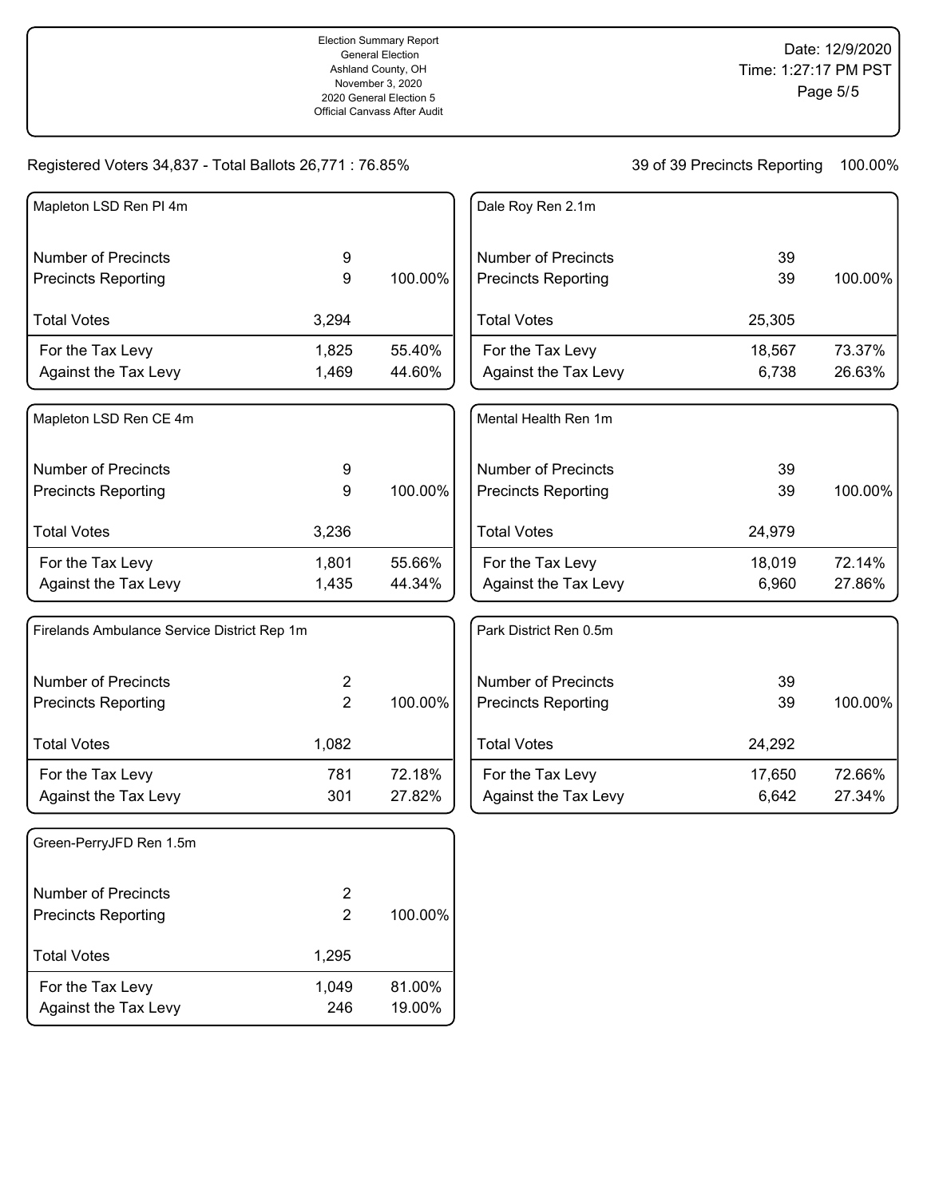Election Summary Report
General Election
Ashland County, OH
November 3, 2020
2020 General Election 5
Official Canvass After Audit

Date: 12/9/2020
Time: 1:27:17 PM PST

Registered Voters 34,837 - Total Ballots 26,771 : 76.85%

39 of 39 Precincts Reporting 100.00%

### Mapleton LSD Ren PI 4m

| | | |
|---|---|---|
| Number of Precincts | 9 | |
| Precincts Reporting | 9 | 100.00% |
| Total Votes | 3,294 | |
| For the Tax Levy | 1,825 | 55.40% |
| Against the Tax Levy | 1,469 | 44.60% |

### Mapleton LSD Ren CE 4m

| | | |
|---|---|---|
| Number of Precincts | 9 | |
| Precincts Reporting | 9 | 100.00% |
| Total Votes | 3,236 | |
| For the Tax Levy | 1,801 | 55.66% |
| Against the Tax Levy | 1,435 | 44.34% |

### Firelands Ambulance Service District Rep 1m

| | | |
|---|---|---|
| Number of Precincts | 2 | |
| Precincts Reporting | 2 | 100.00% |
| Total Votes | 1,082 | |
| For the Tax Levy | 781 | 72.18% |
| Against the Tax Levy | 301 | 27.82% |

### Green-PerryJFD Ren 1.5m

| | | |
|---|---|---|
| Number of Precincts | 2 | |
| Precincts Reporting | 2 | 100.00% |
| Total Votes | 1,295 | |
| For the Tax Levy | 1,049 | 81.00% |
| Against the Tax Levy | 246 | 19.00% |

### Dale Roy Ren 2.1m

| | | |
|---|---|---|
| Number of Precincts | 39 | |
| Precincts Reporting | 39 | 100.00% |
| Total Votes | 25,305 | |
| For the Tax Levy | 18,567 | 73.37% |
| Against the Tax Levy | 6,738 | 26.63% |

### Mental Health Ren 1m

| | | |
|---|---|---|
| Number of Precincts | 39 | |
| Precincts Reporting | 39 | 100.00% |
| Total Votes | 24,979 | |
| For the Tax Levy | 18,019 | 72.14% |
| Against the Tax Levy | 6,960 | 27.86% |

### Park District Ren 0.5m

| | | |
|---|---|---|
| Number of Precincts | 39 | |
| Precincts Reporting | 39 | 100.00% |
| Total Votes | 24,292 | |
| For the Tax Levy | 17,650 | 72.66% |
| Against the Tax Levy | 6,642 | 27.34% |